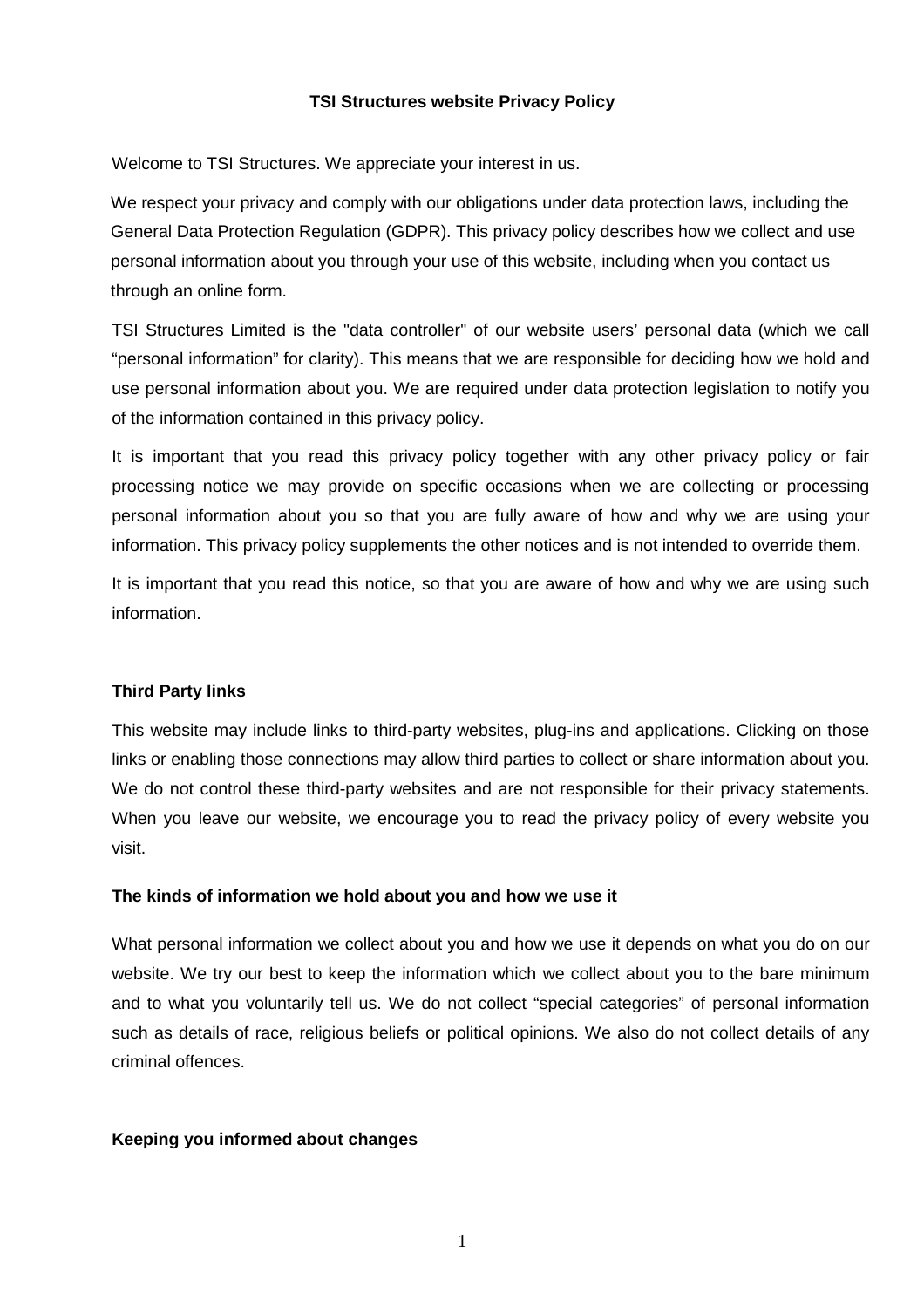# TSI Structures website Privacy Policy

Welcome to TSI Structures. We appreciate your interest in us.

We respect your privacy and comply with our obligations under data protection laws, including the General Data Protection Regulation (GDPR). This privacy policy describes how we collect and use personal information about you through your use of this website, including when you contact us through an online form.

TSI Structures Limited is the "data controller" of our website users' personal data (which we call "personal information" for clarity). This means that we are responsible for deciding how we hold and use personal information about you. We are required under data protection legislation to notify you of the information contained in this privacy policy.

It is important that you read this privacy policy together with any other privacy policy or fair processing notice we may provide on specific occasions when we are collecting or processing personal information about you so that you are fully aware of how and why we are using your information. This privacy policy supplements the other notices and is not intended to override them.

It is important that you read this notice, so that you are aware of how and why we are using such information.

## Third Party links

This website may include links to third-party websites, plug-ins and applications. Clicking on those links or enabling those connections may allow third parties to collect or share information about you. We do not control these third-party websites and are not responsible for their privacy statements. When you leave our website, we encourage you to read the privacy policy of every website you visit.

## The kinds of information we hold about you and how we use it

What personal information we collect about you and how we use it depends on what you do on our website. We try our best to keep the information which we collect about you to the bare minimum and to what you voluntarily tell us. We do not collect "special categories" of personal information such as details of race, religious beliefs or political opinions. We also do not collect details of any criminal offences.

## Keeping you informed about changes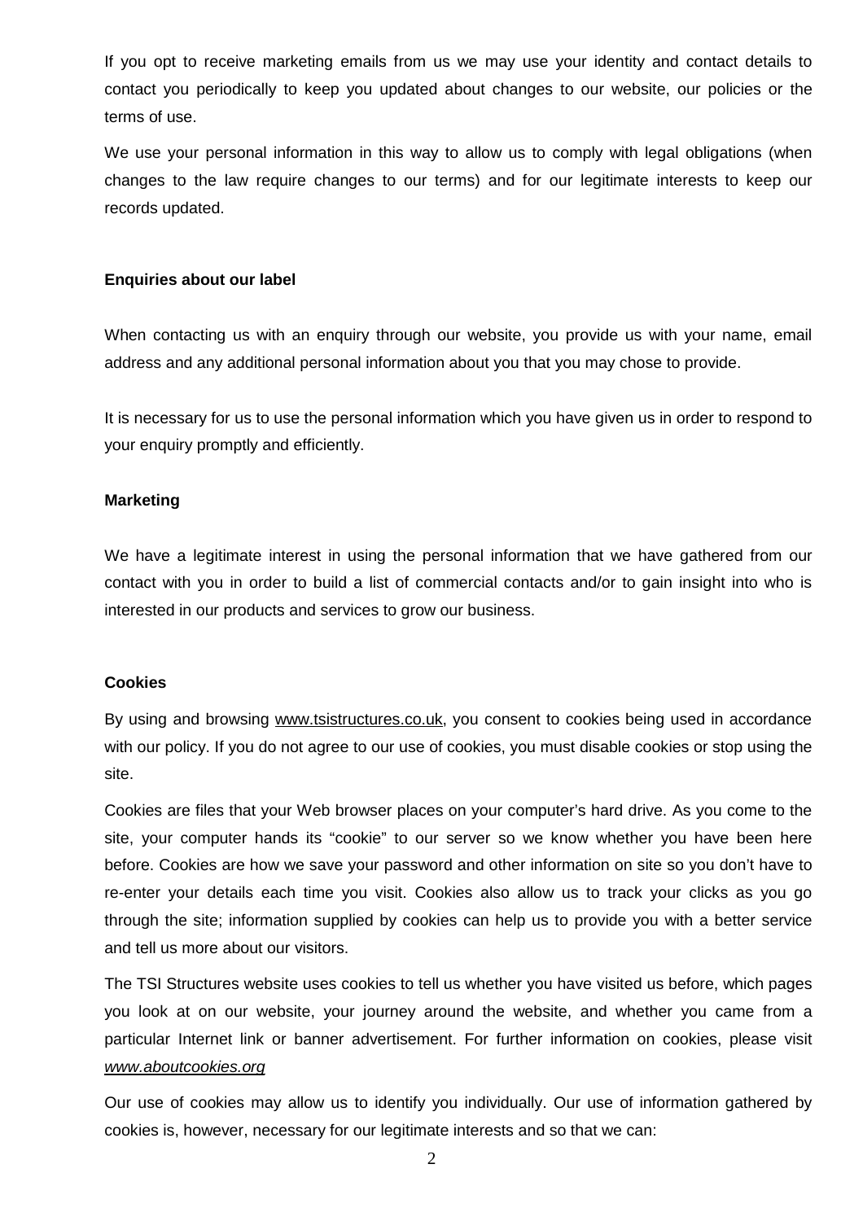If you opt to receive marketing emails from us we may use your identity and contact details to contact you periodically to keep you updated about changes to our website, our policies or the terms of use.

We use your personal information in this way to allow us to comply with legal obligations (when changes to the law require changes to our terms) and for our legitimate interests to keep our records updated.

**Enquiries about our label**

When contacting us with an enquiry through our website, you provide us with your name, email address and any additional personal information about you that you may chose to provide.

It is necessary for us to use the personal information which you have given us in order to respond to your enquiry promptly and efficiently.

**Marketing**

We have a legitimate interest in using the personal information that we have gathered from our contact with you in order to build a list of commercial contacts and/or to gain insight into who is interested in our products and services to grow our business.

**Cookies**

By using and browsing www.tsistructures.co.uk, you consent to cookies being used in accordance with our policy. If you do not agree to our use of cookies, you must disable cookies or stop using the site.

Cookies are files that your Web browser places on your computer's hard drive. As you come to the site, your computer hands its "cookie" to our server so we know whether you have been here before. Cookies are how we save your password and other information on site so you don't have to re-enter your details each time you visit. Cookies also allow us to track your clicks as you go through the site; information supplied by cookies can help us to provide you with a better service and tell us more about our visitors.

The TSI Structures website uses cookies to tell us whether you have visited us before, which pages you look at on our website, your journey around the website, and whether you came from a particular Internet link or banner advertisement. For further information on cookies, please visit *www.aboutcookies.org*

Our use of cookies may allow us to identify you individually. Our use of information gathered by cookies is, however, necessary for our legitimate interests and so that we can: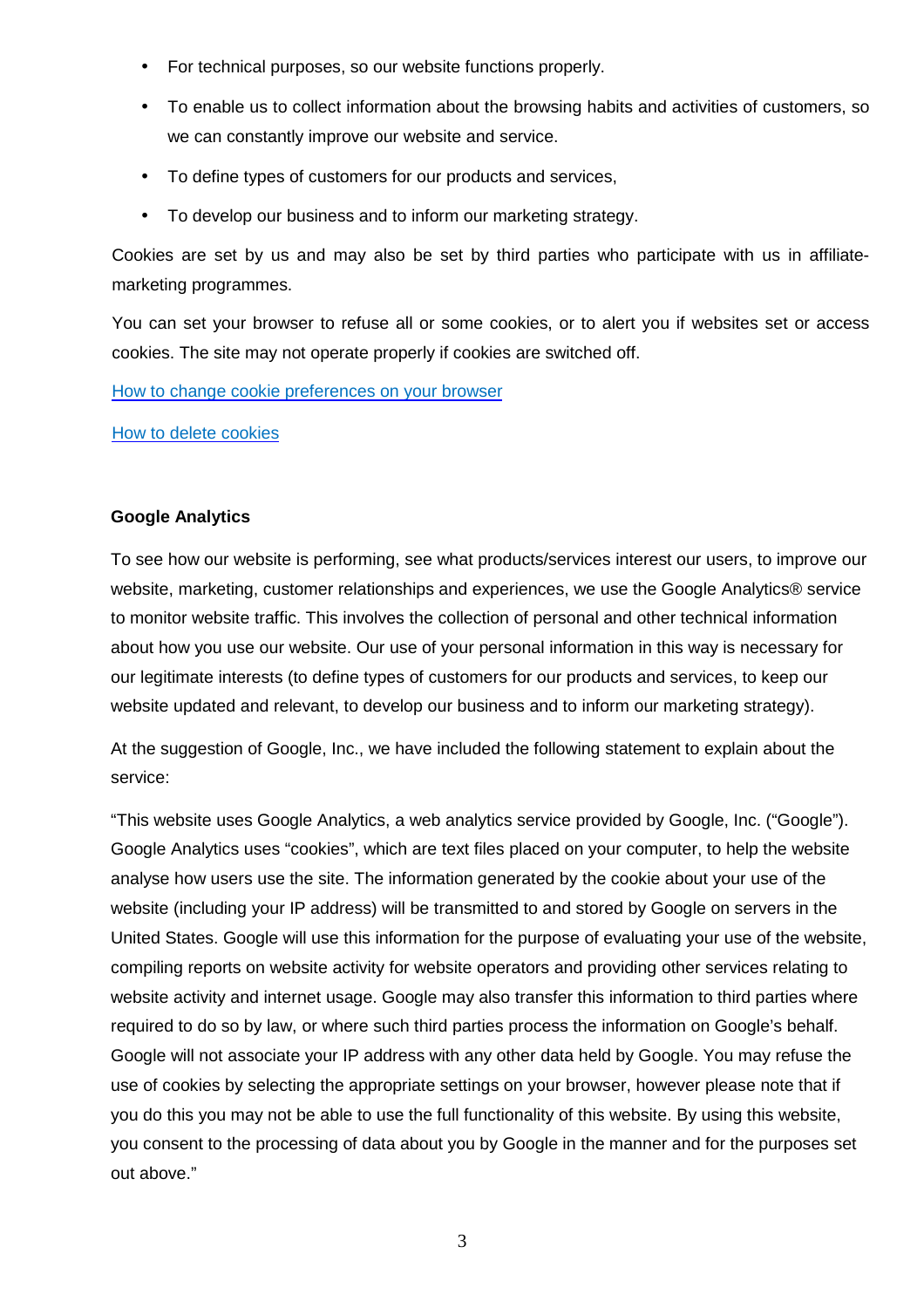- For technical purposes, so our website functions properly.
- To enable us to collect information about the browsing habits and activities of customers, so we can constantly improve our website and service.
- To define types of customers for our products and services,
- To develop our business and to inform our marketing strategy.

Cookies are set by us and may also be set by third parties who participate with us in affiliate-marketing programmes.

You can set your browser to refuse all or some cookies, or to alert you if websites set or access cookies. The site may not operate properly if cookies are switched off.

How to change cookie preferences on your browser

How to delete cookies

**Google Analytics**

To see how our website is performing, see what products/services interest our users, to improve our website, marketing, customer relationships and experiences, we use the Google Analytics® service to monitor website traffic. This involves the collection of personal and other technical information about how you use our website. Our use of your personal information in this way is necessary for our legitimate interests (to define types of customers for our products and services, to keep our website updated and relevant, to develop our business and to inform our marketing strategy).

At the suggestion of Google, Inc., we have included the following statement to explain about the service:

"This website uses Google Analytics, a web analytics service provided by Google, Inc. ("Google"). Google Analytics uses "cookies", which are text files placed on your computer, to help the website analyse how users use the site. The information generated by the cookie about your use of the website (including your IP address) will be transmitted to and stored by Google on servers in the United States. Google will use this information for the purpose of evaluating your use of the website, compiling reports on website activity for website operators and providing other services relating to website activity and internet usage. Google may also transfer this information to third parties where required to do so by law, or where such third parties process the information on Google's behalf. Google will not associate your IP address with any other data held by Google. You may refuse the use of cookies by selecting the appropriate settings on your browser, however please note that if you do this you may not be able to use the full functionality of this website. By using this website, you consent to the processing of data about you by Google in the manner and for the purposes set out above."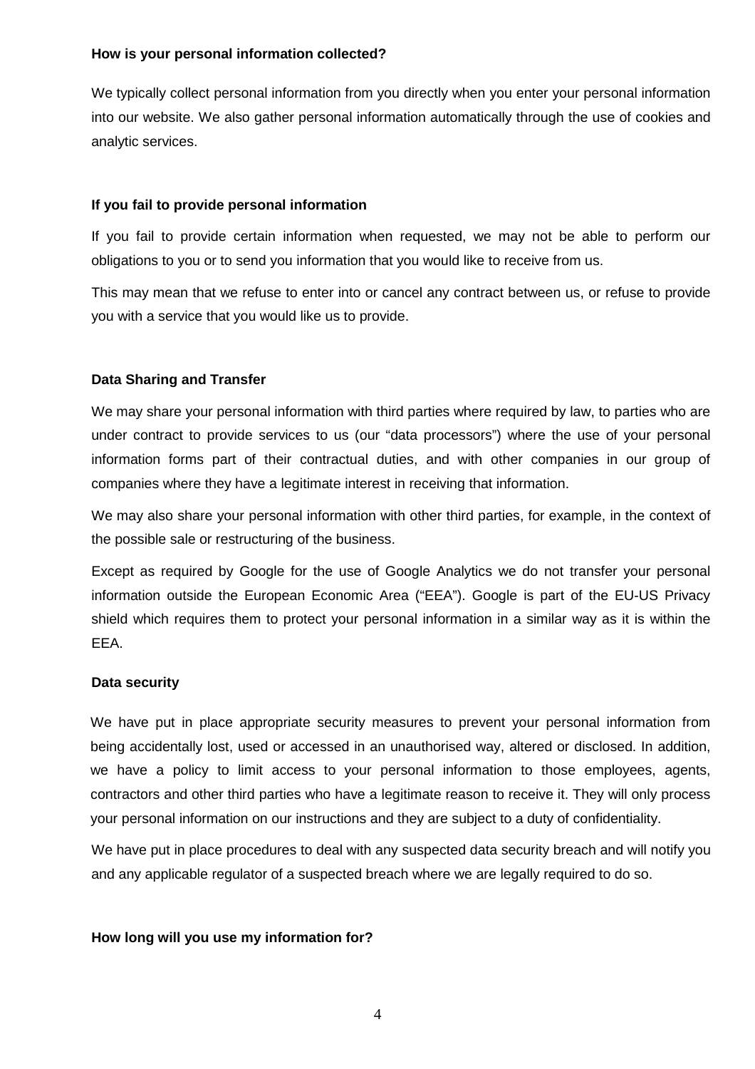**How is your personal information collected?**

We typically collect personal information from you directly when you enter your personal information into our website. We also gather personal information automatically through the use of cookies and analytic services.

**If you fail to provide personal information**

If you fail to provide certain information when requested, we may not be able to perform our obligations to you or to send you information that you would like to receive from us.

This may mean that we refuse to enter into or cancel any contract between us, or refuse to provide you with a service that you would like us to provide.

**Data Sharing and Transfer**

We may share your personal information with third parties where required by law, to parties who are under contract to provide services to us (our "data processors") where the use of your personal information forms part of their contractual duties, and with other companies in our group of companies where they have a legitimate interest in receiving that information.

We may also share your personal information with other third parties, for example, in the context of the possible sale or restructuring of the business.

Except as required by Google for the use of Google Analytics we do not transfer your personal information outside the European Economic Area ("EEA"). Google is part of the EU-US Privacy shield which requires them to protect your personal information in a similar way as it is within the EEA.

**Data security**

We have put in place appropriate security measures to prevent your personal information from being accidentally lost, used or accessed in an unauthorised way, altered or disclosed. In addition, we have a policy to limit access to your personal information to those employees, agents, contractors and other third parties who have a legitimate reason to receive it. They will only process your personal information on our instructions and they are subject to a duty of confidentiality.

We have put in place procedures to deal with any suspected data security breach and will notify you and any applicable regulator of a suspected breach where we are legally required to do so.

**How long will you use my information for?**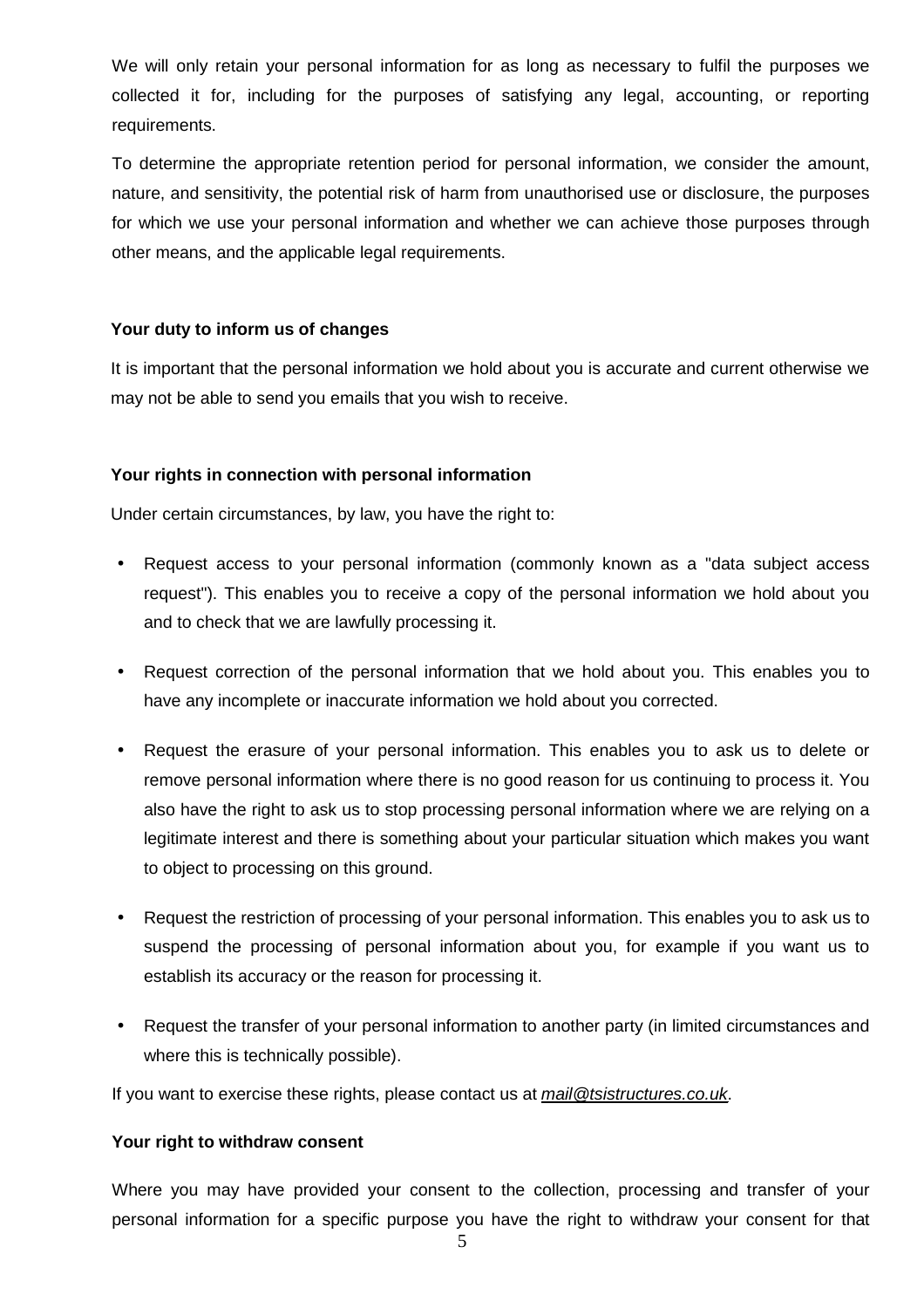We will only retain your personal information for as long as necessary to fulfil the purposes we collected it for, including for the purposes of satisfying any legal, accounting, or reporting requirements.

To determine the appropriate retention period for personal information, we consider the amount, nature, and sensitivity, the potential risk of harm from unauthorised use or disclosure, the purposes for which we use your personal information and whether we can achieve those purposes through other means, and the applicable legal requirements.

**Your duty to inform us of changes**

It is important that the personal information we hold about you is accurate and current otherwise we may not be able to send you emails that you wish to receive.

**Your rights in connection with personal information**

Under certain circumstances, by law, you have the right to:

- Request access to your personal information (commonly known as a "data subject access request"). This enables you to receive a copy of the personal information we hold about you and to check that we are lawfully processing it.
- Request correction of the personal information that we hold about you. This enables you to have any incomplete or inaccurate information we hold about you corrected.
- Request the erasure of your personal information. This enables you to ask us to delete or remove personal information where there is no good reason for us continuing to process it. You also have the right to ask us to stop processing personal information where we are relying on a legitimate interest and there is something about your particular situation which makes you want to object to processing on this ground.
- Request the restriction of processing of your personal information. This enables you to ask us to suspend the processing of personal information about you, for example if you want us to establish its accuracy or the reason for processing it.
- Request the transfer of your personal information to another party (in limited circumstances and where this is technically possible).

If you want to exercise these rights, please contact us at *mail@tsistructures.co.uk*.

**Your right to withdraw consent**

Where you may have provided your consent to the collection, processing and transfer of your personal information for a specific purpose you have the right to withdraw your consent for that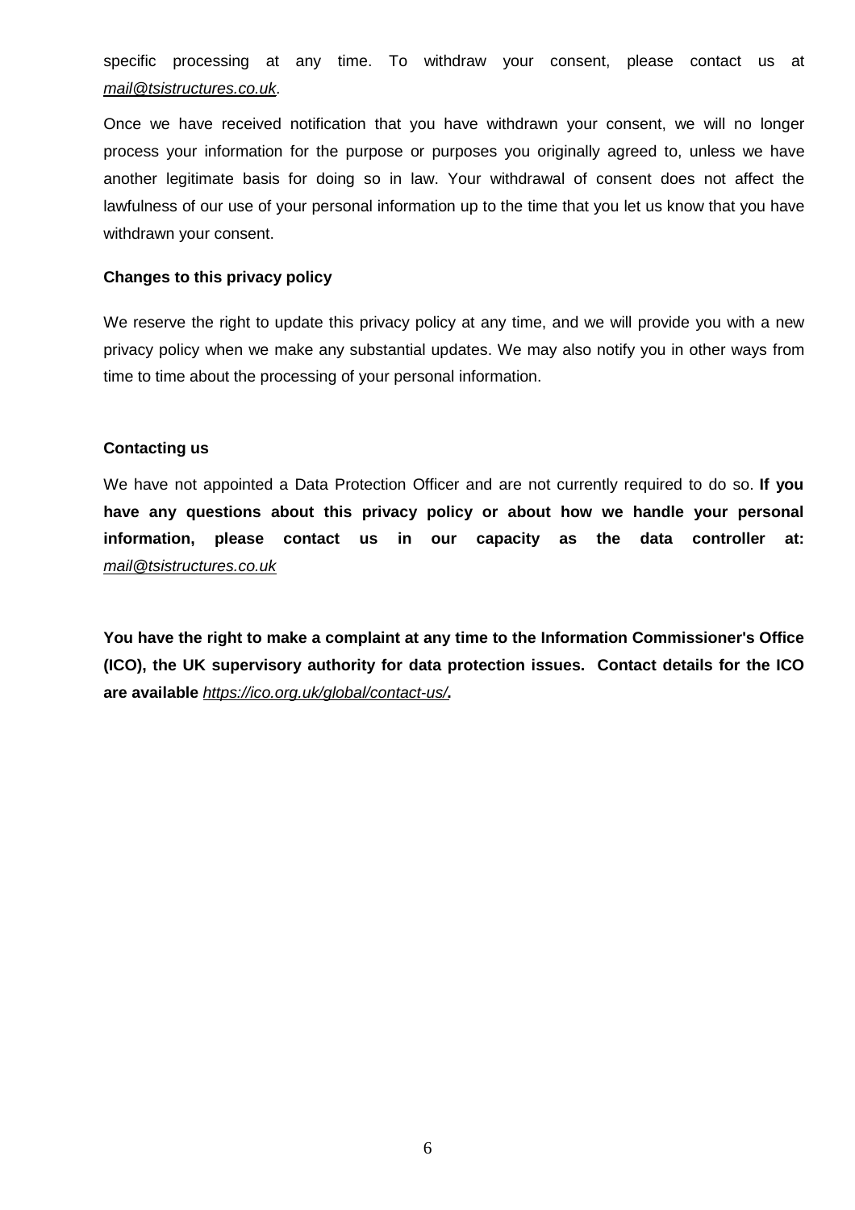specific processing at any time. To withdraw your consent, please contact us at *mail@tsistructures.co.uk*.

Once we have received notification that you have withdrawn your consent, we will no longer process your information for the purpose or purposes you originally agreed to, unless we have another legitimate basis for doing so in law. Your withdrawal of consent does not affect the lawfulness of our use of your personal information up to the time that you let us know that you have withdrawn your consent.

**Changes to this privacy policy**

We reserve the right to update this privacy policy at any time, and we will provide you with a new privacy policy when we make any substantial updates. We may also notify you in other ways from time to time about the processing of your personal information.

**Contacting us**

We have not appointed a Data Protection Officer and are not currently required to do so. **If you have any questions about this privacy policy or about how we handle your personal information, please contact us in our capacity as the data controller at:** *mail@tsistructures.co.uk*

**You have the right to make a complaint at any time to the Information Commissioner's Office (ICO), the UK supervisory authority for data protection issues. Contact details for the ICO are available** *https://ico.org.uk/global/contact-us/***.**